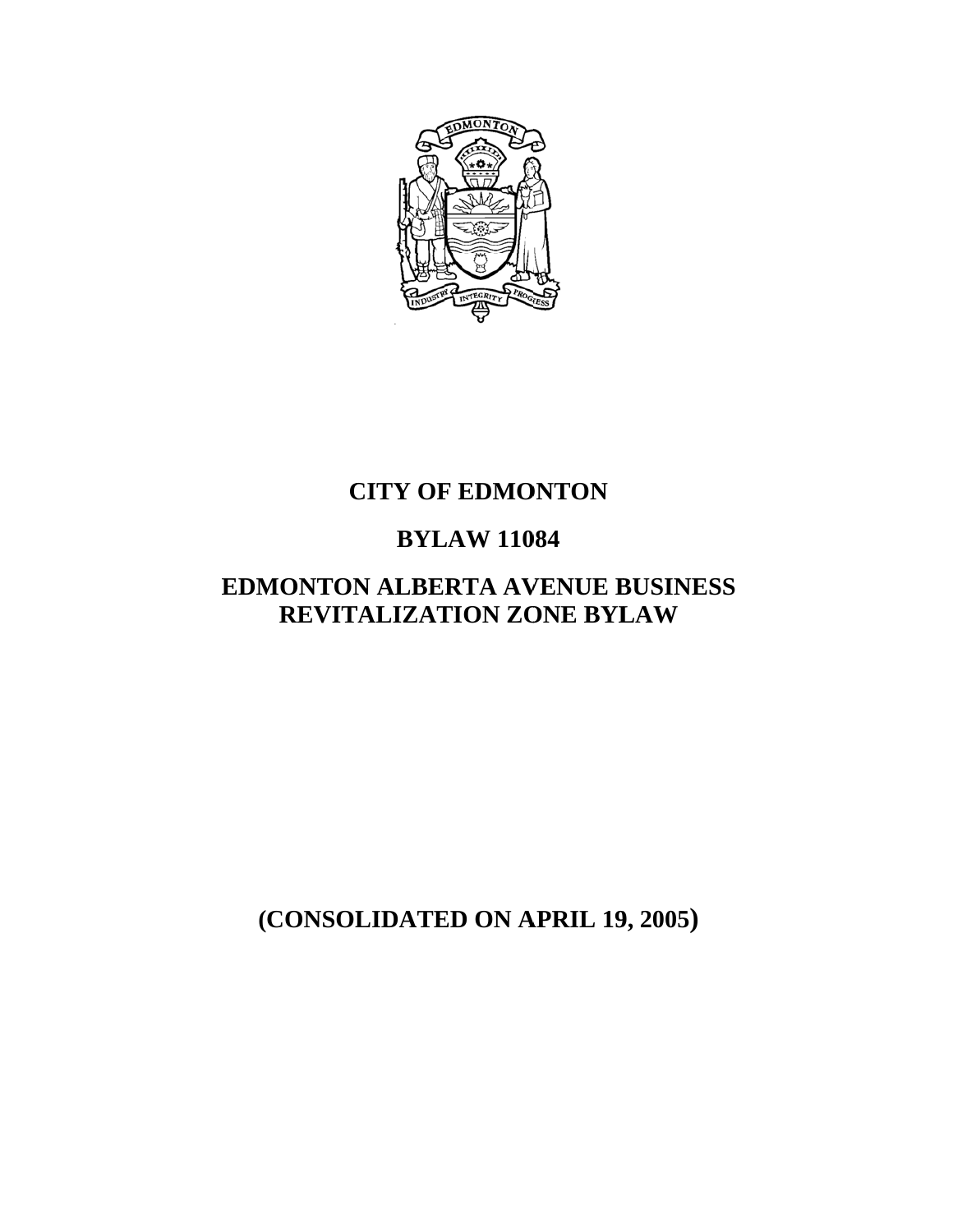# CITY OF EDMONTON

# BYLAW 11084

# EDMONTON ALBERTA AVENUE BUSINESS REVITALIZATION ZONE BYLAW

**(CONSOLIDATED ON APRIL 19, 2005)**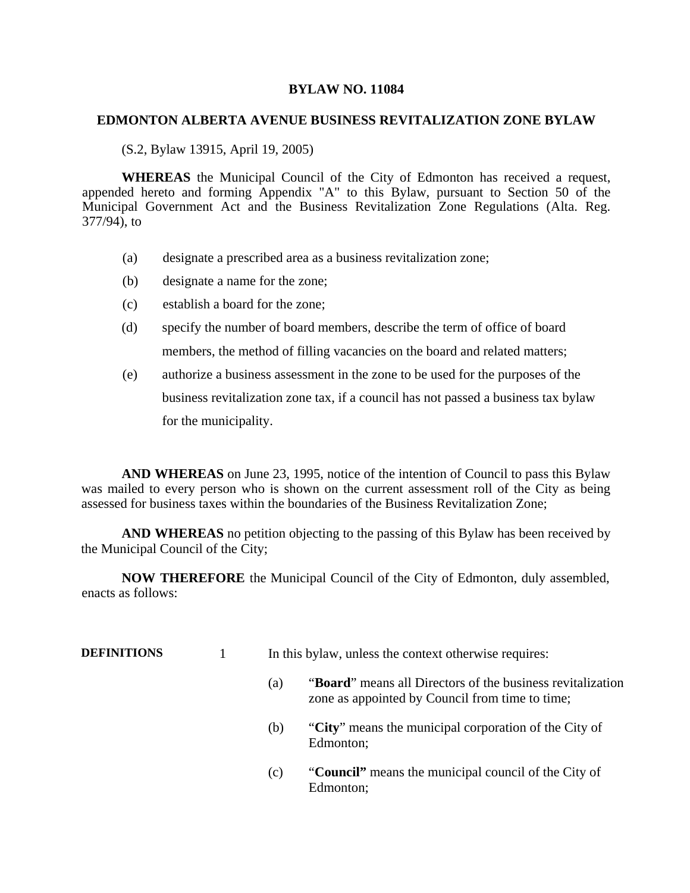# BYLAW NO. 11084

## EDMONTON ALBERTA AVENUE BUSINESS REVITALIZATION ZONE BYLAW

(S.2, Bylaw 13915, April 19, 2005)

**WHEREAS** the Municipal Council of the City of Edmonton has received a request, appended hereto and forming Appendix "A" to this Bylaw, pursuant to Section 50 of the Municipal Government Act and the Business Revitalization Zone Regulations (Alta. Reg. 377/94), to

(a) designate a prescribed area as a business revitalization zone;

(b) designate a name for the zone;

(c) establish a board for the zone;

(d) specify the number of board members, describe the term of office of board members, the method of filling vacancies on the board and related matters;

(e) authorize a business assessment in the zone to be used for the purposes of the business revitalization zone tax, if a council has not passed a business tax bylaw for the municipality.

**AND WHEREAS** on June 23, 1995, notice of the intention of Council to pass this Bylaw was mailed to every person who is shown on the current assessment roll of the City as being assessed for business taxes within the boundaries of the Business Revitalization Zone;

**AND WHEREAS** no petition objecting to the passing of this Bylaw has been received by the Municipal Council of the City;

**NOW THEREFORE** the Municipal Council of the City of Edmonton, duly assembled, enacts as follows:

**DEFINITIONS**

1 In this bylaw, unless the context otherwise requires:

(a) "**Board**" means all Directors of the business revitalization zone as appointed by Council from time to time;

(b) "**City**" means the municipal corporation of the City of Edmonton;

(c) "**Council**" means the municipal council of the City of Edmonton;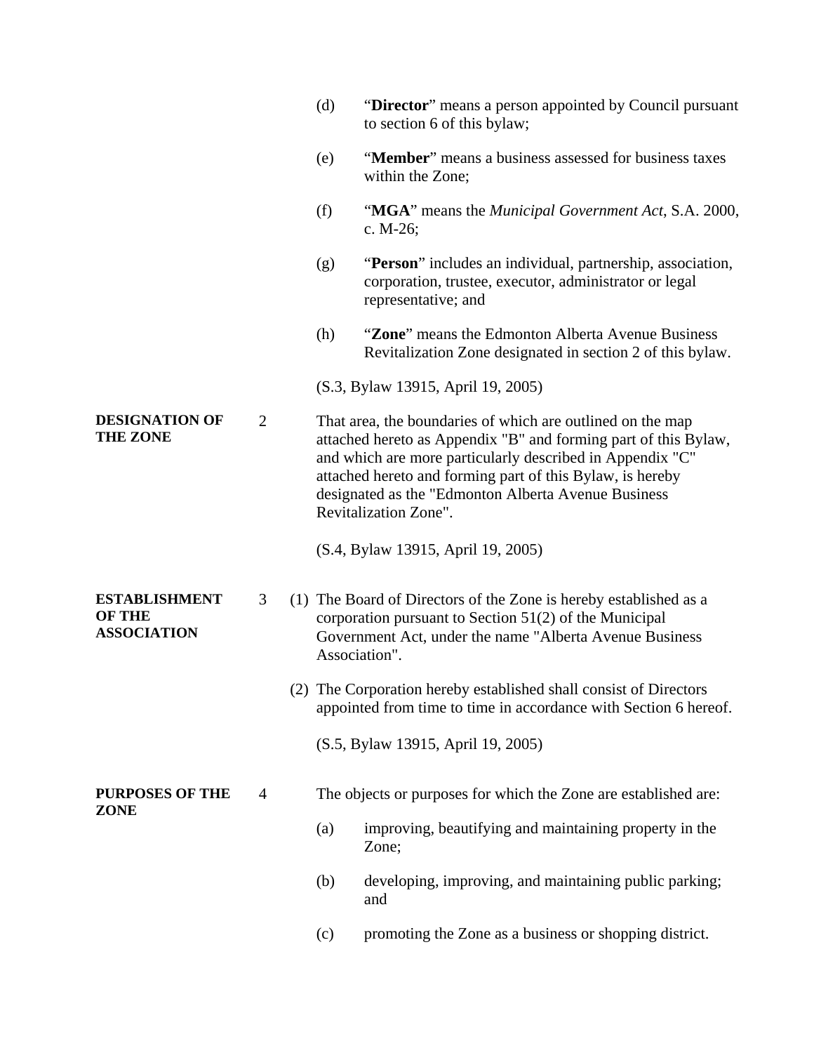(d) "**Director**" means a person appointed by Council pursuant to section 6 of this bylaw;

(e) "**Member**" means a business assessed for business taxes within the Zone;

(f) "**MGA**" means the *Municipal Government Act*, S.A. 2000, c. M-26;

(g) "**Person**" includes an individual, partnership, association, corporation, trustee, executor, administrator or legal representative; and

(h) "**Zone**" means the Edmonton Alberta Avenue Business Revitalization Zone designated in section 2 of this bylaw.

(S.3, Bylaw 13915, April 19, 2005)

**DESIGNATION OF THE ZONE**

2 That area, the boundaries of which are outlined on the map attached hereto as Appendix "B" and forming part of this Bylaw, and which are more particularly described in Appendix "C" attached hereto and forming part of this Bylaw, is hereby designated as the "Edmonton Alberta Avenue Business Revitalization Zone".

(S.4, Bylaw 13915, April 19, 2005)

**ESTABLISHMENT OF THE ASSOCIATION**

3 (1) The Board of Directors of the Zone is hereby established as a corporation pursuant to Section 51(2) of the Municipal Government Act, under the name "Alberta Avenue Business Association".

(2) The Corporation hereby established shall consist of Directors appointed from time to time in accordance with Section 6 hereof.

(S.5, Bylaw 13915, April 19, 2005)

**PURPOSES OF THE ZONE**

4 The objects or purposes for which the Zone are established are:

(a) improving, beautifying and maintaining property in the Zone;

(b) developing, improving, and maintaining public parking; and

(c) promoting the Zone as a business or shopping district.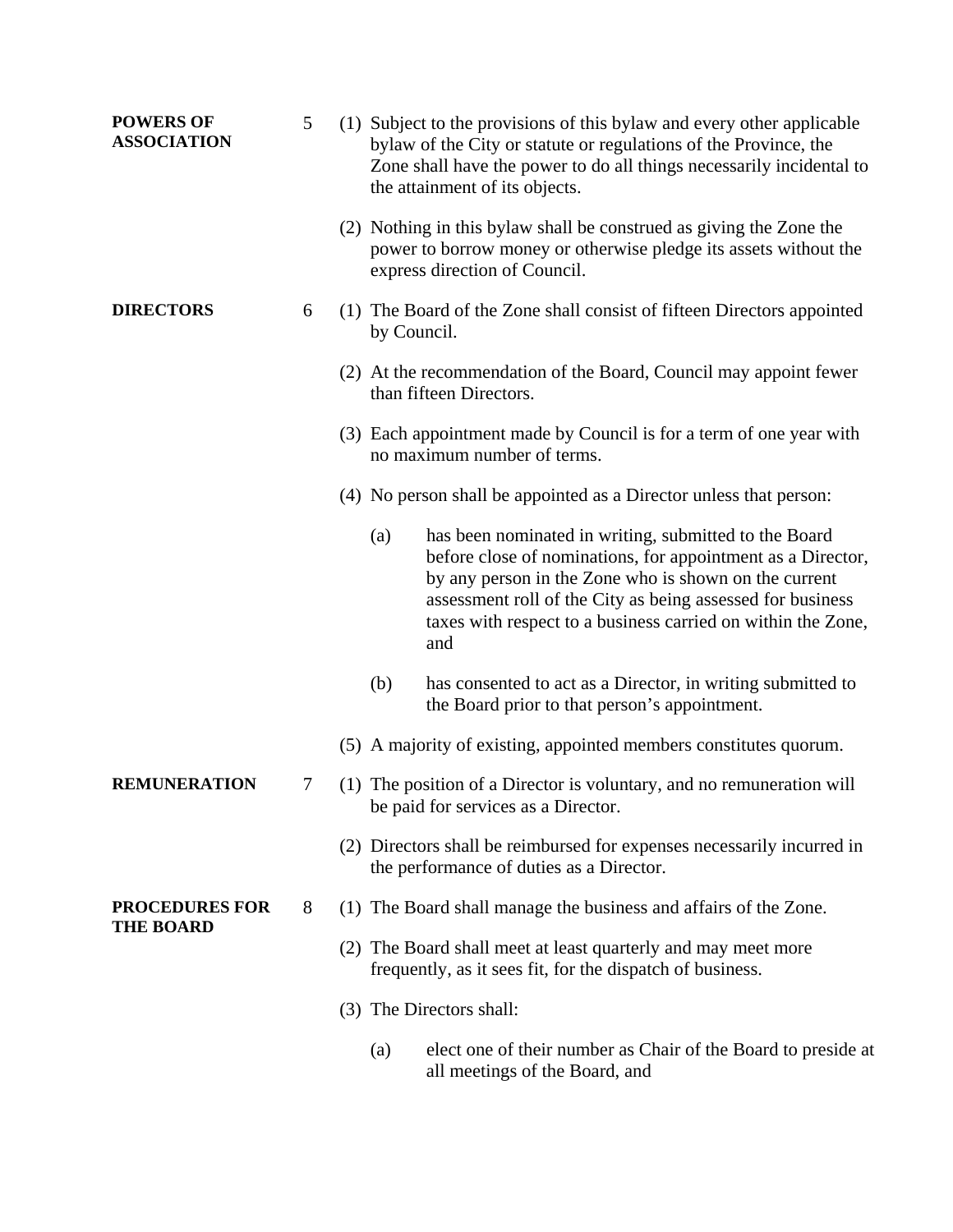**POWERS OF ASSOCIATION**

5 (1) Subject to the provisions of this bylaw and every other applicable bylaw of the City or statute or regulations of the Province, the Zone shall have the power to do all things necessarily incidental to the attainment of its objects.

(2) Nothing in this bylaw shall be construed as giving the Zone the power to borrow money or otherwise pledge its assets without the express direction of Council.

**DIRECTORS**

6 (1) The Board of the Zone shall consist of fifteen Directors appointed by Council.

(2) At the recommendation of the Board, Council may appoint fewer than fifteen Directors.

(3) Each appointment made by Council is for a term of one year with no maximum number of terms.

(4) No person shall be appointed as a Director unless that person:

(a) has been nominated in writing, submitted to the Board before close of nominations, for appointment as a Director, by any person in the Zone who is shown on the current assessment roll of the City as being assessed for business taxes with respect to a business carried on within the Zone, and

(b) has consented to act as a Director, in writing submitted to the Board prior to that person's appointment.

(5) A majority of existing, appointed members constitutes quorum.

**REMUNERATION**

7 (1) The position of a Director is voluntary, and no remuneration will be paid for services as a Director.

(2) Directors shall be reimbursed for expenses necessarily incurred in the performance of duties as a Director.

**PROCEDURES FOR THE BOARD**

8 (1) The Board shall manage the business and affairs of the Zone.

(2) The Board shall meet at least quarterly and may meet more frequently, as it sees fit, for the dispatch of business.

(3) The Directors shall:

(a) elect one of their number as Chair of the Board to preside at all meetings of the Board, and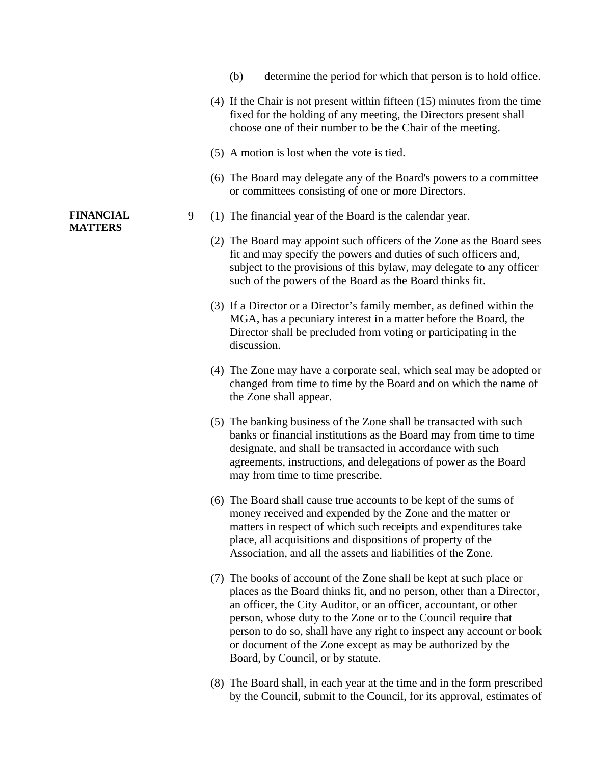(b) determine the period for which that person is to hold office.

(4) If the Chair is not present within fifteen (15) minutes from the time fixed for the holding of any meeting, the Directors present shall choose one of their number to be the Chair of the meeting.

(5) A motion is lost when the vote is tied.

(6) The Board may delegate any of the Board's powers to a committee or committees consisting of one or more Directors.

**FINANCIAL MATTERS**

9 (1) The financial year of the Board is the calendar year.

(2) The Board may appoint such officers of the Zone as the Board sees fit and may specify the powers and duties of such officers and, subject to the provisions of this bylaw, may delegate to any officer such of the powers of the Board as the Board thinks fit.

(3) If a Director or a Director's family member, as defined within the MGA, has a pecuniary interest in a matter before the Board, the Director shall be precluded from voting or participating in the discussion.

(4) The Zone may have a corporate seal, which seal may be adopted or changed from time to time by the Board and on which the name of the Zone shall appear.

(5) The banking business of the Zone shall be transacted with such banks or financial institutions as the Board may from time to time designate, and shall be transacted in accordance with such agreements, instructions, and delegations of power as the Board may from time to time prescribe.

(6) The Board shall cause true accounts to be kept of the sums of money received and expended by the Zone and the matter or matters in respect of which such receipts and expenditures take place, all acquisitions and dispositions of property of the Association, and all the assets and liabilities of the Zone.

(7) The books of account of the Zone shall be kept at such place or places as the Board thinks fit, and no person, other than a Director, an officer, the City Auditor, or an officer, accountant, or other person, whose duty to the Zone or to the Council require that person to do so, shall have any right to inspect any account or book or document of the Zone except as may be authorized by the Board, by Council, or by statute.

(8) The Board shall, in each year at the time and in the form prescribed by the Council, submit to the Council, for its approval, estimates of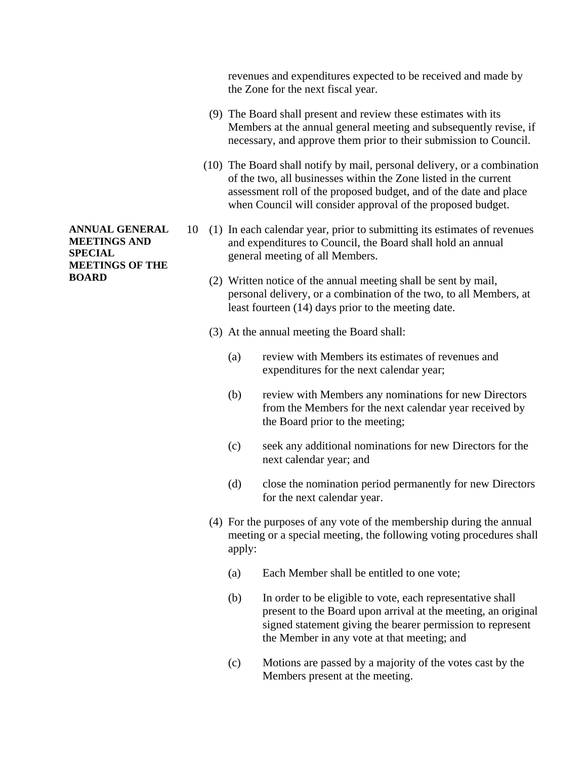revenues and expenditures expected to be received and made by the Zone for the next fiscal year.

(9) The Board shall present and review these estimates with its Members at the annual general meeting and subsequently revise, if necessary, and approve them prior to their submission to Council.

(10) The Board shall notify by mail, personal delivery, or a combination of the two, all businesses within the Zone listed in the current assessment roll of the proposed budget, and of the date and place when Council will consider approval of the proposed budget.

**ANNUAL GENERAL MEETINGS AND SPECIAL MEETINGS OF THE BOARD**

10 (1) In each calendar year, prior to submitting its estimates of revenues and expenditures to Council, the Board shall hold an annual general meeting of all Members.

(2) Written notice of the annual meeting shall be sent by mail, personal delivery, or a combination of the two, to all Members, at least fourteen (14) days prior to the meeting date.

(3) At the annual meeting the Board shall:

(a) review with Members its estimates of revenues and expenditures for the next calendar year;

(b) review with Members any nominations for new Directors from the Members for the next calendar year received by the Board prior to the meeting;

(c) seek any additional nominations for new Directors for the next calendar year; and

(d) close the nomination period permanently for new Directors for the next calendar year.

(4) For the purposes of any vote of the membership during the annual meeting or a special meeting, the following voting procedures shall apply:

(a) Each Member shall be entitled to one vote;

(b) In order to be eligible to vote, each representative shall present to the Board upon arrival at the meeting, an original signed statement giving the bearer permission to represent the Member in any vote at that meeting; and

(c) Motions are passed by a majority of the votes cast by the Members present at the meeting.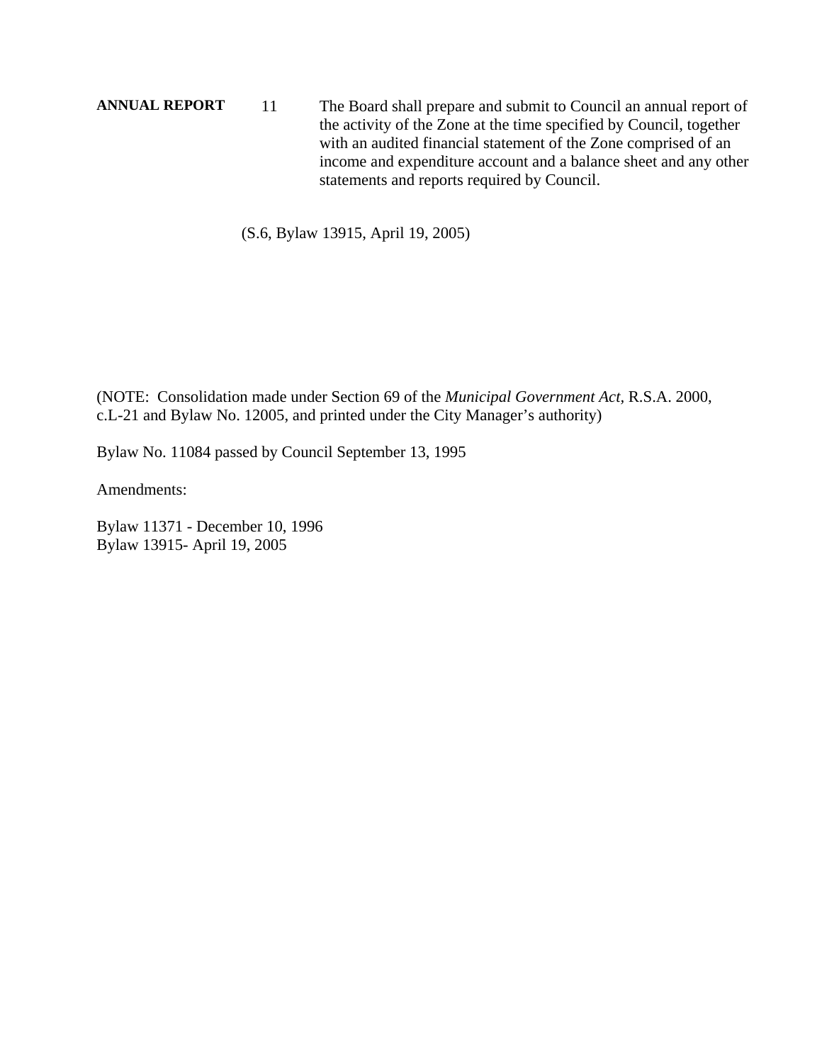**ANNUAL REPORT** 11 The Board shall prepare and submit to Council an annual report of the activity of the Zone at the time specified by Council, together with an audited financial statement of the Zone comprised of an income and expenditure account and a balance sheet and any other statements and reports required by Council.

(S.6, Bylaw 13915, April 19, 2005)

(NOTE: Consolidation made under Section 69 of the *Municipal Government Act*, R.S.A. 2000, c.L-21 and Bylaw No. 12005, and printed under the City Manager's authority)

Bylaw No. 11084 passed by Council September 13, 1995

Amendments:

Bylaw 11371 - December 10, 1996
Bylaw 13915- April 19, 2005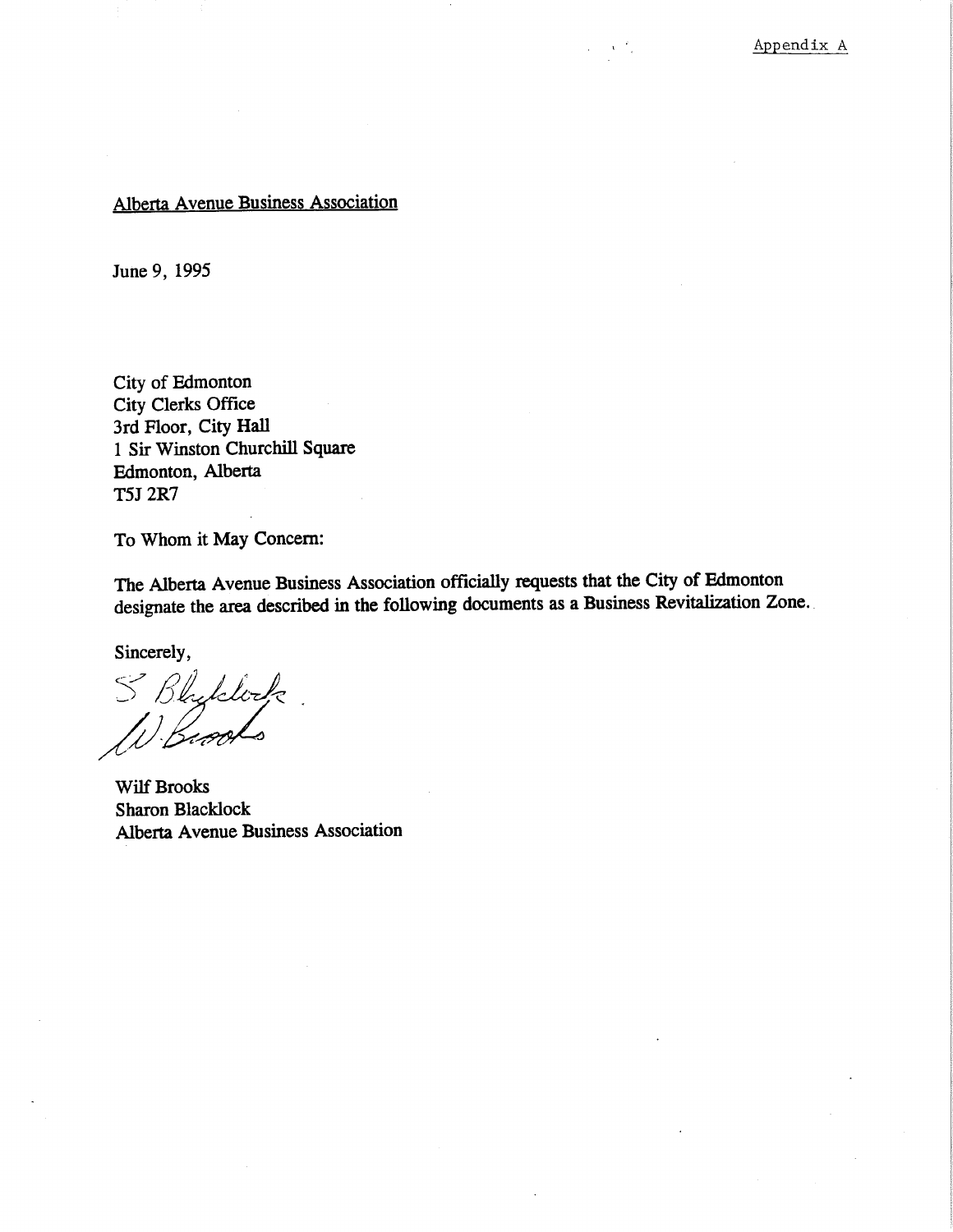Appendix A

Alberta Avenue Business Association

June 9, 1995

City of Edmonton
City Clerks Office
3rd Floor, City Hall
1 Sir Winston Churchill Square
Edmonton, Alberta
T5J 2R7

To Whom it May Concern:

The Alberta Avenue Business Association officially requests that the City of Edmonton designate the area described in the following documents as a Business Revitalization Zone.

Sincerely,

S Blacklock
W Brooks

Wilf Brooks
Sharon Blacklock
Alberta Avenue Business Association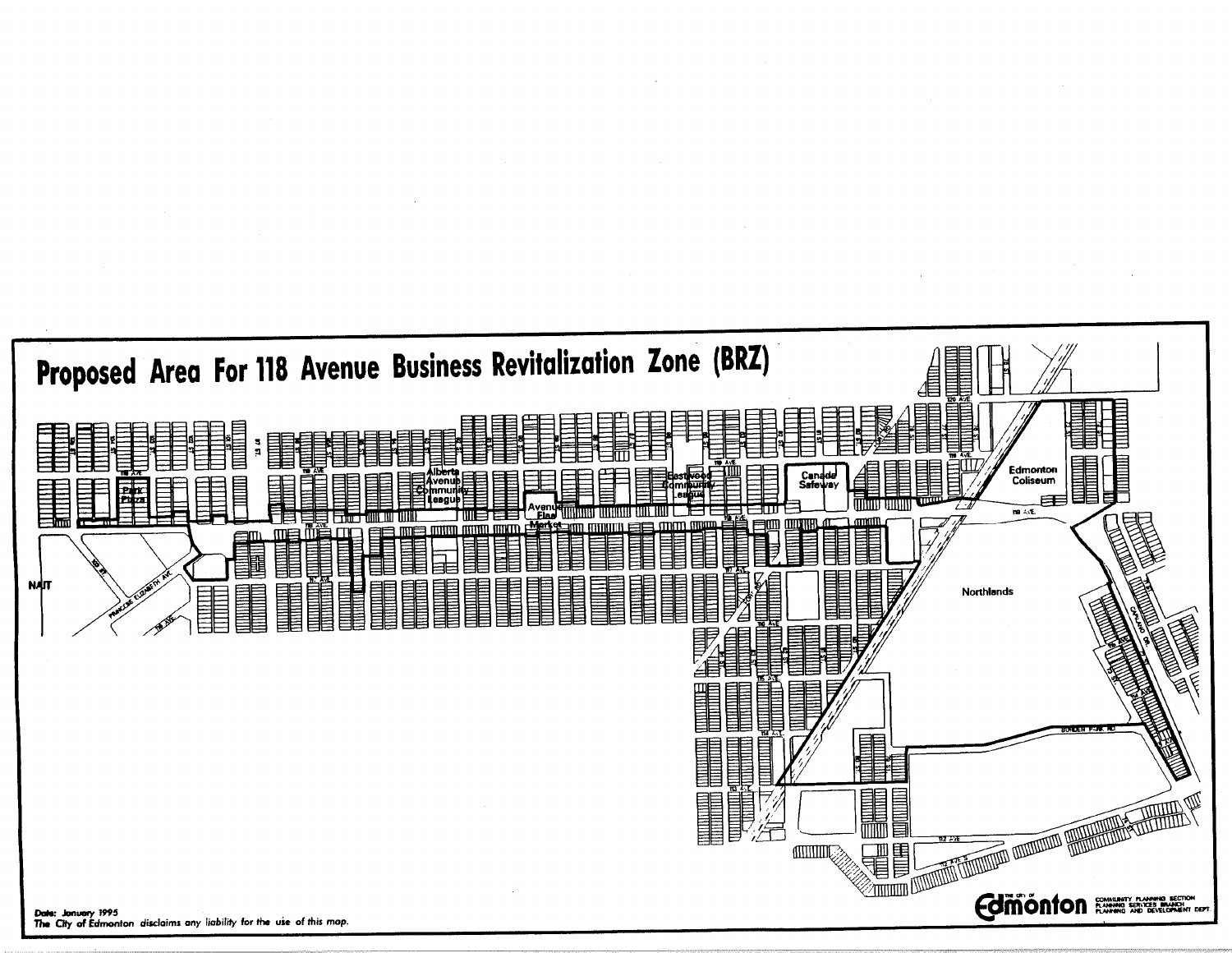# Proposed Area For 118 Avenue Business Revitalization Zone (BRZ)

Park Plaza

Alberta Avenue Community League

Avenue Flea Market

Eastwood Community League

Canada Safeway

Edmonton Coliseum

Northlands

NAIT

Princess Elizabeth Ave.

Borden Park Rd

Capilano Dr.

120 Ave.

119 Ave.

118 Ave.

117 Ave.

116 Ave.

115 Ave.

114 Ave.

113 Ave.

112 Ave.

Date: January 1995

*The City of Edmonton disclaims any liability for the use of this map.*

The City of Edmonton

Community Planning Section
Planning Services Branch
Planning and Development Dept.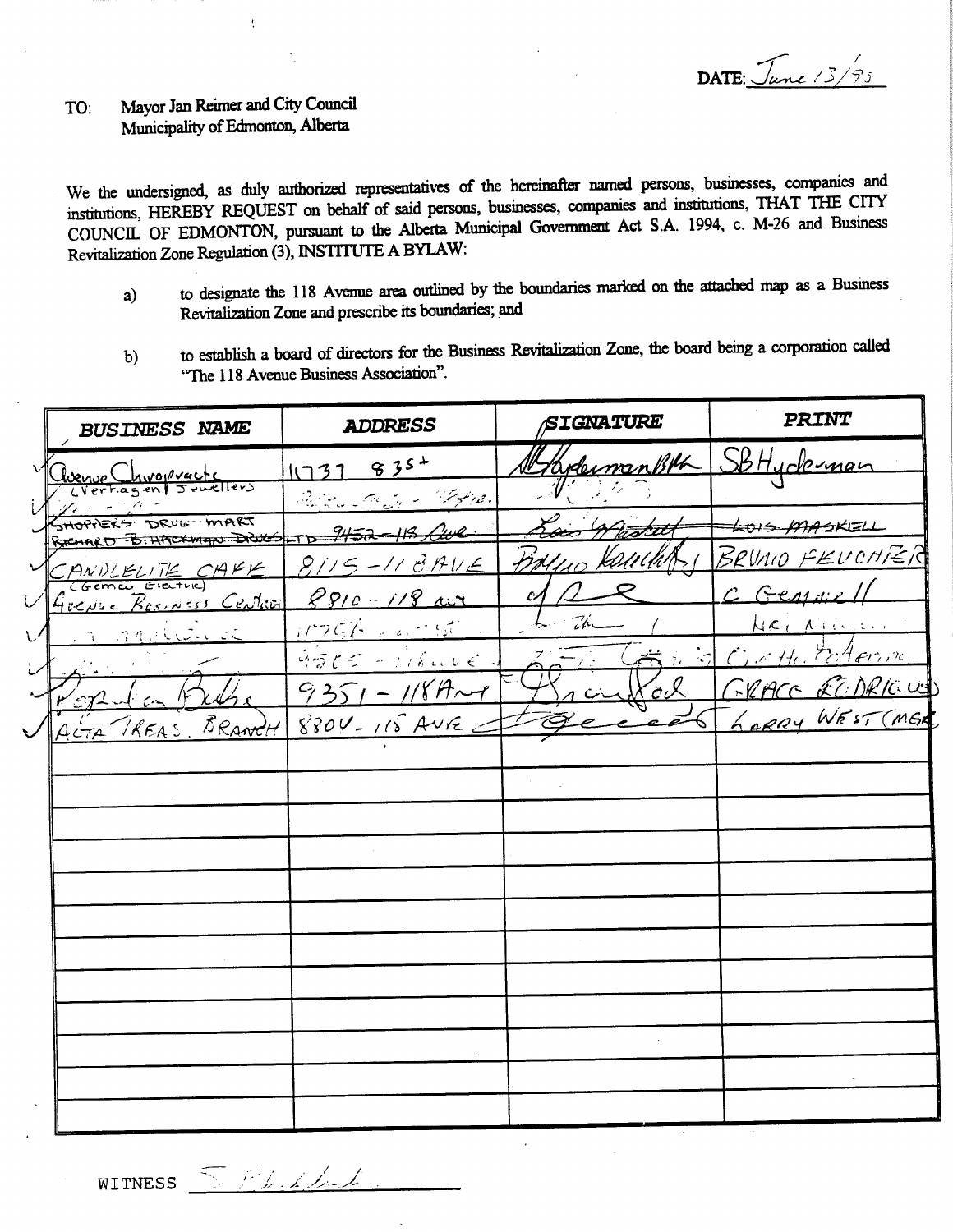DATE: June 13/95

TO: Mayor Jan Reimer and City Council
Municipality of Edmonton, Alberta

We the undersigned, as duly authorized representatives of the hereinafter named persons, businesses, companies and institutions, HEREBY REQUEST on behalf of said persons, businesses, companies and institutions, THAT THE CITY COUNCIL OF EDMONTON, pursuant to the Alberta Municipal Government Act S.A. 1994, c. M-26 and Business Revitalization Zone Regulation (3), INSTITUTE A BYLAW:

a) to designate the 118 Avenue area outlined by the boundaries marked on the attached map as a Business Revitalization Zone and prescribe its boundaries; and

b) to establish a board of directors for the Business Revitalization Zone, the board being a corporation called "The 118 Avenue Business Association".

| BUSINESS NAME | ADDRESS | SIGNATURE | PRINT |
|---|---|---|---|
| Avenue Chiropractic | 11737 83st | SBHyderman | SBHyderman |
| (Verhagen Jewellers) | | | |
| ~~SHOPPERS DRUG MART RICHARD B. HACKMAN DRUGS LTD~~ | ~~9452 - 118 Ave~~ | Lois Maskell | ~~LOIS MASKELL~~ |
| CANDLELITE CAFE | 8115 - 118 AVE | | BRUNO FEUCHTER |
| (Gemco Electric) Avenue Business Centre | 8810 - 118 ave | | C Gemmell |
| | | | |
| | 9505 - 118 ave | | |
| | 9351 - 118 Ave | | GRACE RODRIGUES |
| ALTA TREAS. BRANCH | 8804 - 118 AVE | | LARRY WEST (MGR |
| | | | |
| | | | |
| | | | |
| | | | |
| | | | |
| | | | |
| | | | |
| | | | |
| | | | |
| | | | |
| | | | |
| | | | |
| | | | |

WITNESS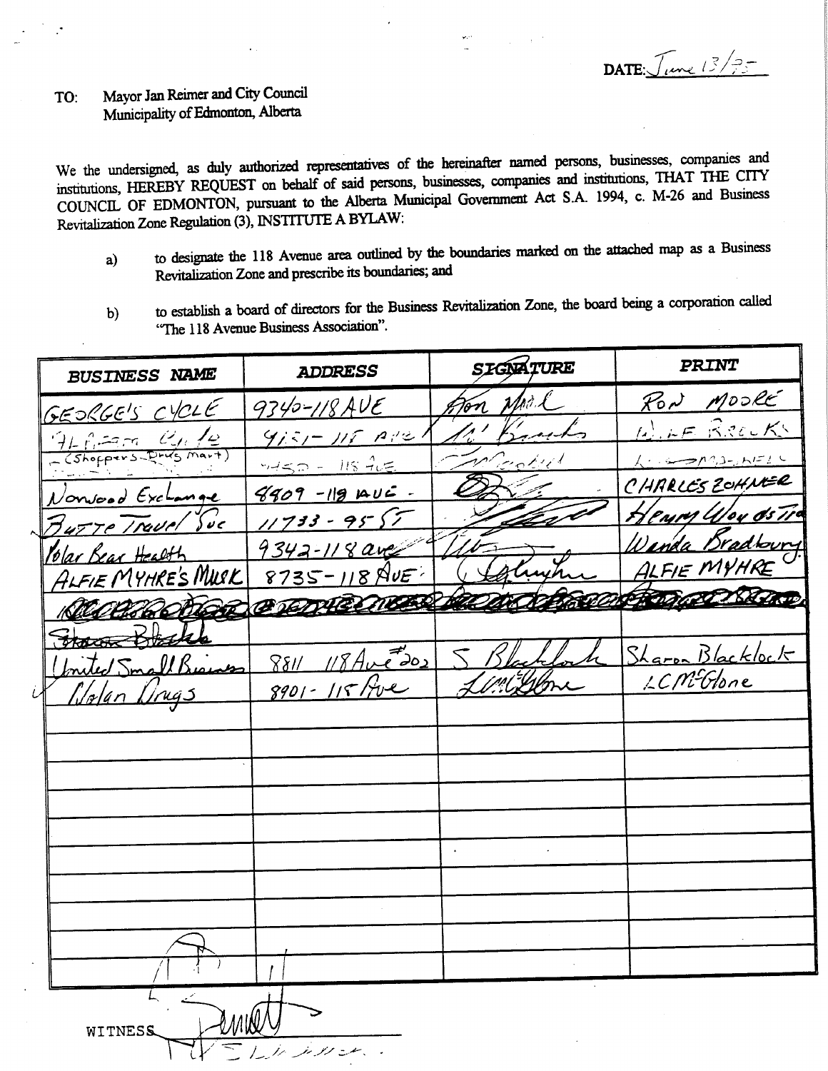DATE: June 13/95

TO: Mayor Jan Reimer and City Council
Municipality of Edmonton, Alberta

We the undersigned, as duly authorized representatives of the hereinafter named persons, businesses, companies and institutions, HEREBY REQUEST on behalf of said persons, businesses, companies and institutions, THAT THE CITY COUNCIL OF EDMONTON, pursuant to the Alberta Municipal Government Act S.A. 1994, c. M-26 and Business Revitalization Zone Regulation (3), INSTITUTE A BYLAW:

a) to designate the 118 Avenue area outlined by the boundaries marked on the attached map as a Business Revitalization Zone and prescribe its boundaries; and

b) to establish a board of directors for the Business Revitalization Zone, the board being a corporation called "The 118 Avenue Business Association".

| BUSINESS NAME | ADDRESS | SIGNATURE | PRINT |
|---|---|---|---|
| GEORGE'S CYCLE | 9340-118 AVE | Ron Moore | RON MOORE |
| Alberta Cycle | 9151-118 Ave | W. Brooks | W. F. BROOKS |
| (Shoppers Drug Mart) | 9450-118 Ave | | MARSHALL |
| Norwood Exchange | 8809-119 AVE. | | CHARLES ZOHNER |
| Butte Travel Svc | 11733-95 ST | | Henry Woyostie |
| Polar Bear Health | 9342-118 ave | | Wanda Bradbury |
| ALFIE MYHRE'S MUSK | 8735-118 AVE. | | ALFIE MYHRE |
| ~~(crossed out)~~ | ~~(crossed out)~~ | ~~(crossed out)~~ | ~~(crossed out)~~ |
| ~~Sharon Blacklock~~ | | | |
| United Small Business | 8811 118 Ave #202 | S Blacklock | Sharon Blacklock |
| Nolan Drugs | 8901-118 Ave | LMcGlone | LC McGlone |
| | | | |
| | | | |
| | | | |
| | | | |
| | | | |
| | | | |
| | | | |
| | | | |
| | | | |

WITNESS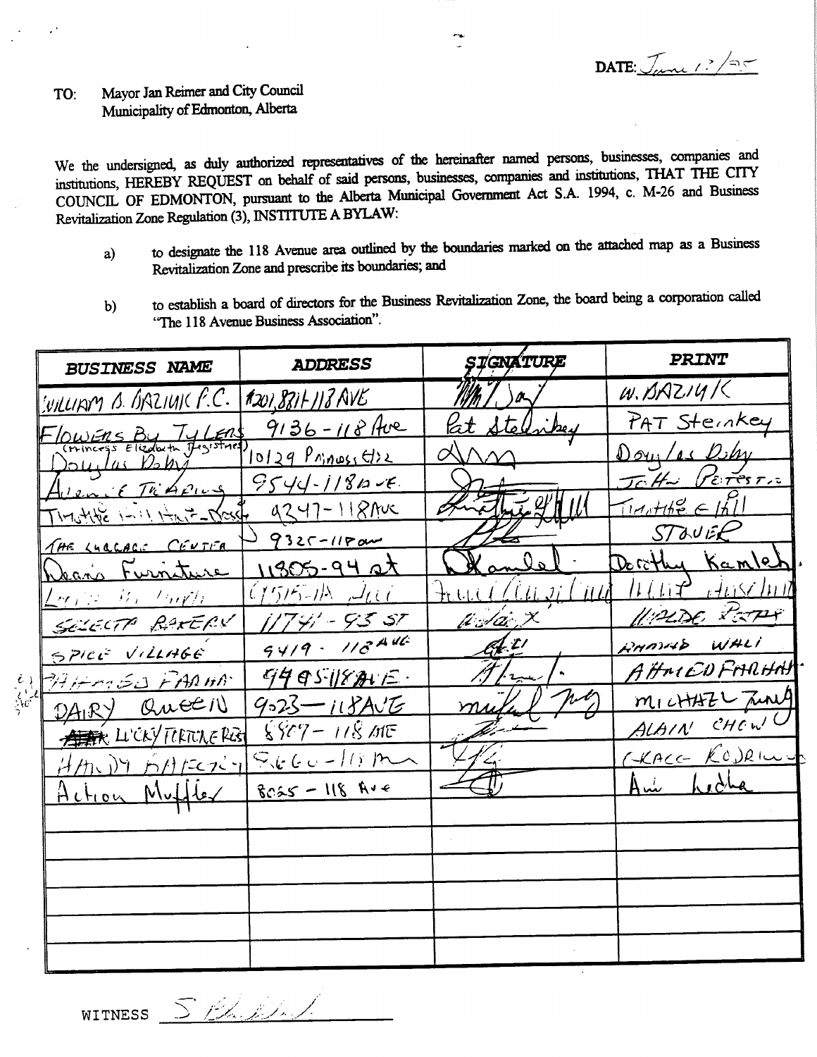DATE: June 12/95

TO: Mayor Jan Reimer and City Council
Municipality of Edmonton, Alberta

We the undersigned, as duly authorized representatives of the hereinafter named persons, businesses, companies and institutions, HEREBY REQUEST on behalf of said persons, businesses, companies and institutions, THAT THE CITY COUNCIL OF EDMONTON, pursuant to the Alberta Municipal Government Act S.A. 1994, c. M-26 and Business Revitalization Zone Regulation (3), INSTITUTE A BYLAW:

a) to designate the 118 Avenue area outlined by the boundaries marked on the attached map as a Business Revitalization Zone and prescribe its boundaries; and

b) to establish a board of directors for the Business Revitalization Zone, the board being a corporation called "The 118 Avenue Business Association".

| BUSINESS NAME | ADDRESS | SIGNATURE | PRINT |
|---|---|---|---|
| William A. Baziuk P.C. | #201, 8817-118 AVE | [signature] | W. BAZIUK |
| Flowers By Tylers | 9136-118 Ave | Pat Steinkey | PAT Steinkey |
| (Princess Elizabeth Registries) Douglas Doby | 10129 Princess Eliz | [signature] | Douglas Doby |
| Alenic Trading | 9544-118 Ave. | [signature] | John Petrestro |
| Timothie Hill Hair Design | 9247-118 Ave | [signature] | Timothie E Hill |
| The Luggage Center | 9325-118 ave | [signature] | STAVER |
| Dean's Furniture | 11805-94 st | D Kamleh | Dorothy Kamleh |
| [illegible] | [illegible] | [signature] | [illegible] |
| Select Bakery | 11741-93 ST | [signature] | [illegible] |
| Spice Village | 9419-118 AVE | [signature] | AHMAD WALI |
| Ahmed Farhat | 9495-118 AVE. | [signature] | AHMED FARHAT |
| Dairy Queen | 9023-118 AVE | [signature] | MICHAEL [illegible] |
| Lucky Fortune Rest | 8907-118 AVE | [signature] | ALAIN CHOW |
| Handy Bakery | 9660-118 Ave | [signature] | GRACE RODRI[illegible] |
| Action Muffler | 8025-118 Ave | [signature] | Ani Ledha |
| | | | |
| | | | |
| | | | |
| | | | |
| | | | |
| | | | |
| | | | |

WITNESS [signature]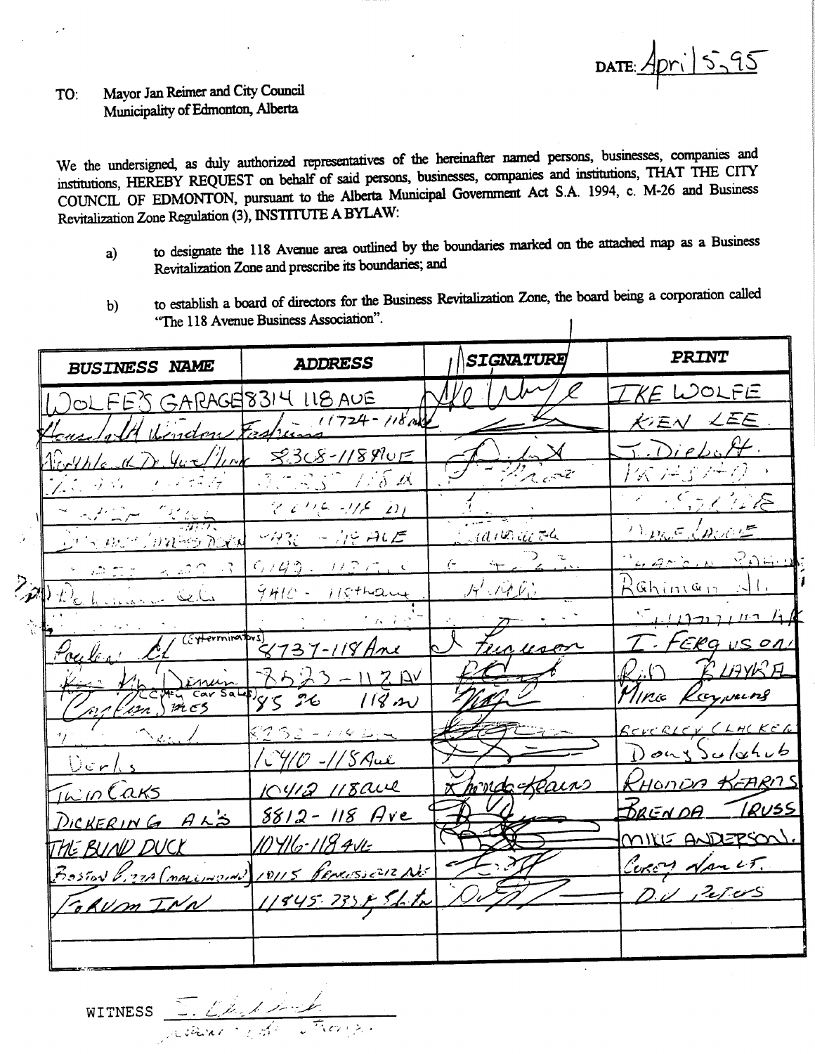DATE: April 5, 95

TO: Mayor Jan Reimer and City Council
Municipality of Edmonton, Alberta

We the undersigned, as duly authorized representatives of the hereinafter named persons, businesses, companies and institutions, HEREBY REQUEST on behalf of said persons, businesses, companies and institutions, THAT THE CITY COUNCIL OF EDMONTON, pursuant to the Alberta Municipal Government Act S.A. 1994, c. M-26 and Business Revitalization Zone Regulation (3), INSTITUTE A BYLAW:

a) to designate the 118 Avenue area outlined by the boundaries marked on the attached map as a Business Revitalization Zone and prescribe its boundaries; and

b) to establish a board of directors for the Business Revitalization Zone, the board being a corporation called "The 118 Avenue Business Association".

| BUSINESS NAME | ADDRESS | SIGNATURE | PRINT |
|---|---|---|---|
| WOLFE'S GARAGE | 8314 118 AVE | [signature] | IKE WOLFE |
| Household Window Fashions | 11724 - 118 Ave | [signature] | KIEN LEE |
| Northland Dr. Yard Mart | 8308 - 118 AVE | [signature] | J. Diebolt |
| [illegible] | [illegible] 118 Av | [signature] | [illegible] |
| [illegible] | [illegible] - 118 Av | [signature] | [illegible] |
| [illegible] | [illegible] - 118 AVE | [signature] | [illegible] |
| [illegible] | 9149 - 118 [illegible] | [signature] | [illegible] |
| [illegible] Deli | 9410 - 118th ave | [signature] | Rahiman Ali |
| [illegible] | [illegible] | [signature] | [illegible] |
| Poulin's Ltd (Exterminators) | 8737 - 118 Ave | J Ferguson | T. FERGUSON |
| [illegible] Denim | 8523 - 118 AV | [signature] | R.D. BLAYRA |
| Capilano City Car Sales | 8526 118 Av | [signature] | Mike Raymond |
| [illegible] | 8232 - 118 [illegible] | [signature] | BEVERLEY CLACKER |
| Derks | 10410 - 118 Ave | | Doug Sulchub |
| Twin Oaks | 10412 118ave | Rhonda Kearns | RHONDA KEARNS |
| DICKERING AL'S | 8812 - 118 Ave | [signature] | BRENDA TRUSS |
| THE BLIND DUCK | 10416 - 118 AVE | [signature] | MIKE ANDERSON. |
| Boston Pizza (Mainland) | 10115 Kingsway Ave | [signature] | Corey [illegible] |
| FORUM INN | 11845 73 St [illegible] | [signature] | D.W. Peters |
| | | | |
| | | | |

WITNESS [signature]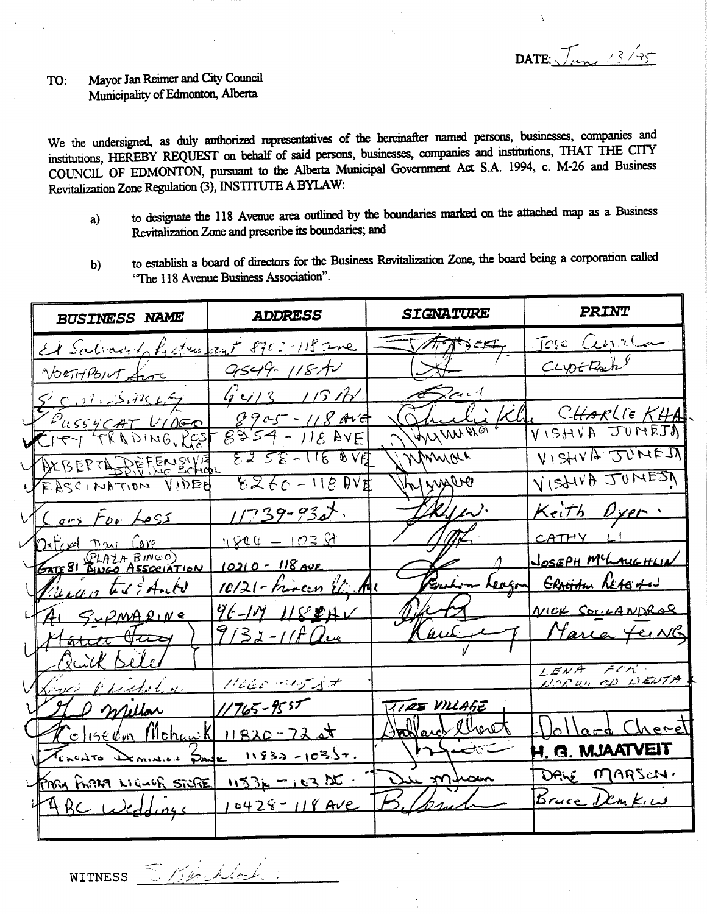DATE: June 13/95

TO: Mayor Jan Reimer and City Council
Municipality of Edmonton, Alberta

We the undersigned, as duly authorized representatives of the hereinafter named persons, businesses, companies and institutions, HEREBY REQUEST on behalf of said persons, businesses, companies and institutions, THAT THE CITY COUNCIL OF EDMONTON, pursuant to the Alberta Municipal Government Act S.A. 1994, c. M-26 and Business Revitalization Zone Regulation (3), INSTITUTE A BYLAW:

a) to designate the 118 Avenue area outlined by the boundaries marked on the attached map as a Business Revitalization Zone and prescribe its boundaries; and

b) to establish a board of directors for the Business Revitalization Zone, the board being a corporation called "The 118 Avenue Business Association".

| BUSINESS NAME | ADDRESS | SIGNATURE | PRINT |
|---|---|---|---|
| El Salvador Restaurant | 8902-118 Ave | | Jose Canales |
| Northpoint Auto | 9549-118 Av | | Clyde Roach |
| E.C.M. Bakery | 9413 118 Av. | | |
| Pussycat Video | 8905-118 Ave | | Charlie Kha |
| City Trading, Post Inc | 8954-118 Ave | | Vishva Juneja |
| Alberta Defensive Driving School | 8258-118 Ave | | Vishva Juneja |
| Fascination Video | 8260-118 Ave | | Vishva Juneja |
| Cars For Less | 11739-93 St. | | Keith Dyer |
| Oxford Day Care | 11844-103 St | | Cathy Li |
| Gate 81 (Plaza Bingo) Bingo Association | 10210-118 Ave | | Joseph McLaughlin |
| | 10121-Princess Eliz. Ave | | Graham Reagan |
| A1 Submarine | 96-14 118 Av | | Nick Souliandros |
| Maria Fung / Quick Bite | 9132-118 Ave | | Maria Fung |
| | 11662 - 95 St | | Lena Fok Norwood Dental |
| Al Millar | 11765-95 St | Tire Village | |
| Coliseum Mohawk | 11820-72 St | Dollard Cheret | Dollard Cheret |
| Toronto Dominion Bank | 11833-103 St. | | H. G. MJAATVEIT |
| Park Plaza Liquor Store | 11836-103 St | Dave Marson | Dave Marson. |
| ABC Weddings | 10428-118 Ave | | Bruce Demkiw |
| | | | |

WITNESS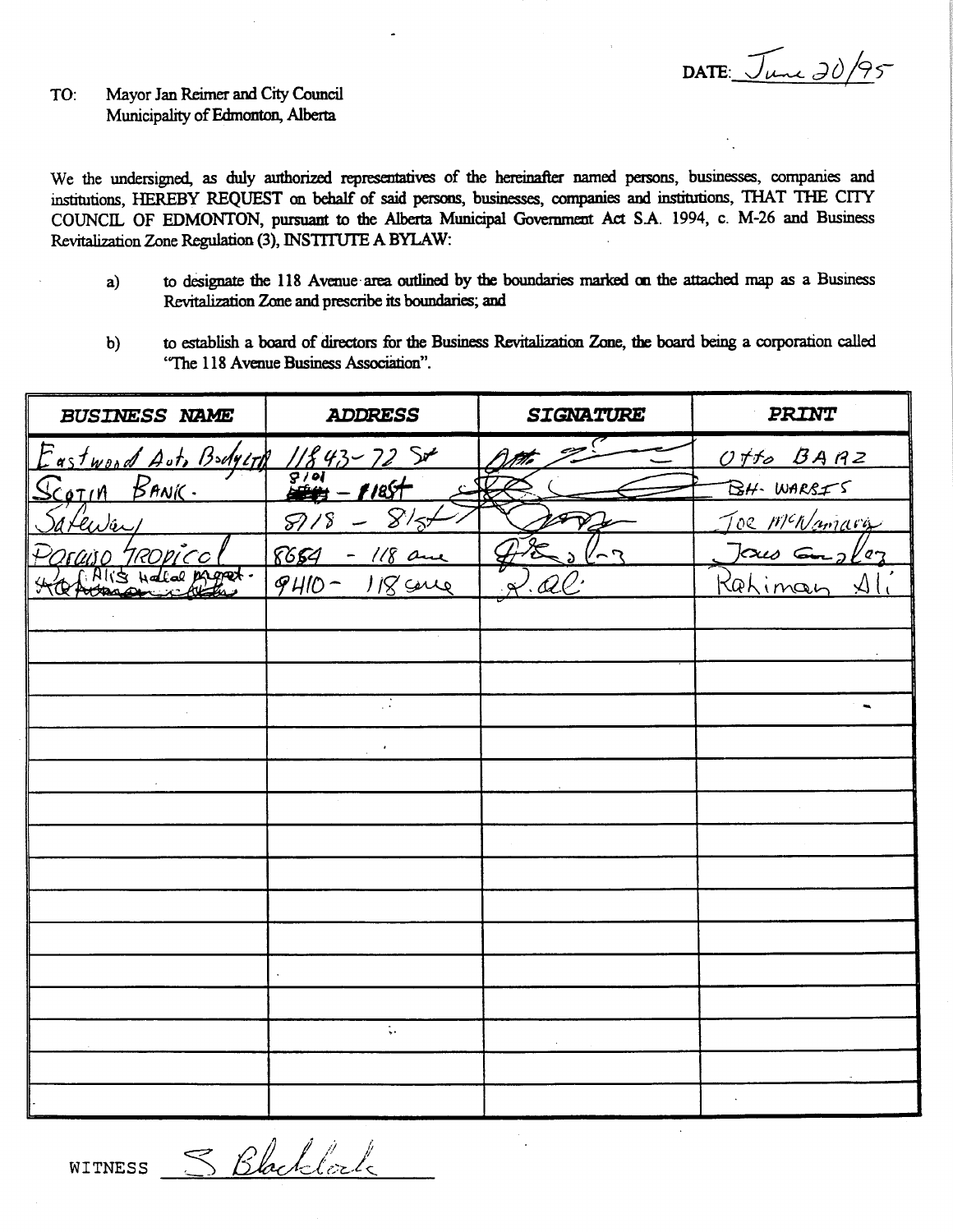DATE: June 20/95

TO: Mayor Jan Reimer and City Council
Municipality of Edmonton, Alberta

We the undersigned, as duly authorized representatives of the hereinafter named persons, businesses, companies and institutions, HEREBY REQUEST on behalf of said persons, businesses, companies and institutions, THAT THE CITY COUNCIL OF EDMONTON, pursuant to the Alberta Municipal Government Act S.A. 1994, c. M-26 and Business Revitalization Zone Regulation (3), INSTITUTE A BYLAW:

a) to designate the 118 Avenue area outlined by the boundaries marked on the attached map as a Business Revitalization Zone and prescribe its boundaries; and

b) to establish a board of directors for the Business Revitalization Zone, the board being a corporation called "The 118 Avenue Business Association".

| BUSINESS NAME | ADDRESS | SIGNATURE | PRINT |
|---|---|---|---|
| Eastwood Auto Body LTD | 11843-72 St | (signature) | Otto BARZ |
| Scotia Bank. | 8101 - 118st | (signature) | BH. WARRIS |
| Safeway | 8718 - 81st | (signature) | Joe McNamara |
| Paraiso Tropical | 8654 - 118 ave | (signature) | Jesus Gonzalez |
| Ali's Halal meat. | 9410 - 118 ave | R. Ali | Rahiman Ali |
| | | | |
| | | | |
| | | | |
| | | | |
| | | | |
| | | | |
| | | | |
| | | | |
| | | | |
| | | | |
| | | | |
| | | | |
| | | | |
| | | | |
| | | | |
| | | | |

WITNESS S Blacklock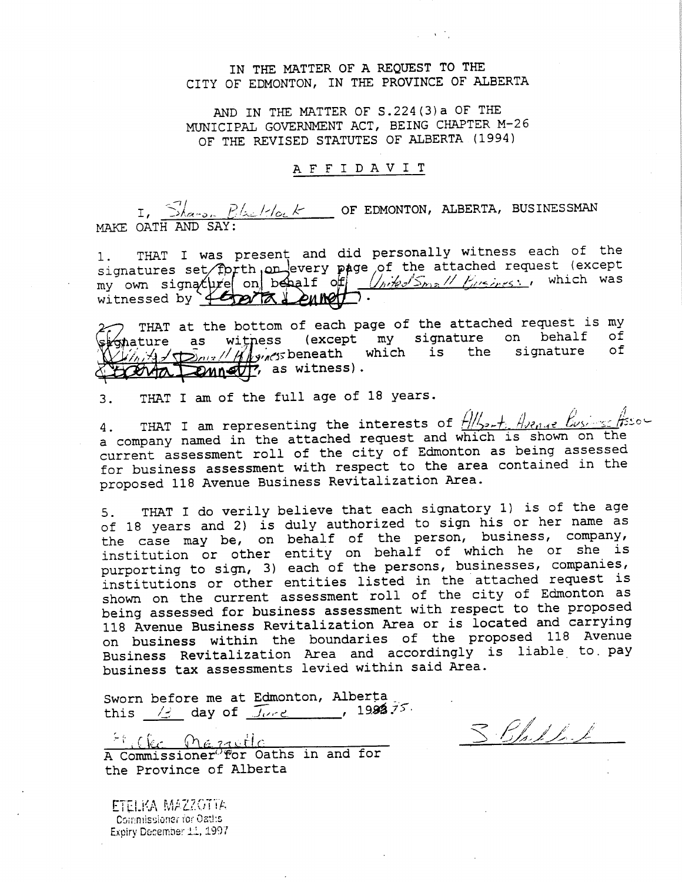IN THE MATTER OF A REQUEST TO THE
CITY OF EDMONTON, IN THE PROVINCE OF ALBERTA

AND IN THE MATTER OF S.224(3)a OF THE
MUNICIPAL GOVERNMENT ACT, BEING CHAPTER M-26
OF THE REVISED STATUTES OF ALBERTA (1994)

A F F I D A V I T

I, Sharon Blacklock OF EDMONTON, ALBERTA, BUSINESSMAN
MAKE OATH AND SAY:

1. THAT I was present and did personally witness each of the signatures set forth on every page of the attached request (except my own signature on behalf of United Small Business, which was witnessed by Roberta Dennett).

2. THAT at the bottom of each page of the attached request is my signature as witness (except my signature on behalf of United Small Business beneath which is the signature of Roberta Dennett, as witness).

3. THAT I am of the full age of 18 years.

4. THAT I am representing the interests of Alberta Avenue Business Assoc a company named in the attached request and which is shown on the current assessment roll of the city of Edmonton as being assessed for business assessment with respect to the area contained in the proposed 118 Avenue Business Revitalization Area.

5. THAT I do verily believe that each signatory 1) is of the age of 18 years and 2) is duly authorized to sign his or her name as the case may be, on behalf of the person, business, company, institution or other entity on behalf of which he or she is purporting to sign, 3) each of the persons, businesses, companies, institutions or other entities listed in the attached request is shown on the current assessment roll of the city of Edmonton as being assessed for business assessment with respect to the proposed 118 Avenue Business Revitalization Area or is located and carrying on business within the boundaries of the proposed 118 Avenue Business Revitalization Area and accordingly is liable to pay business tax assessments levied within said Area.

Sworn before me at Edmonton, Alberta
this 13 day of June, 1995.

E. Mazzotta
A Commissioner for Oaths in and for
the Province of Alberta

S. Blacklock

ETELKA MAZZOTTA
Commissioner for Oaths
Expiry December 11, 1997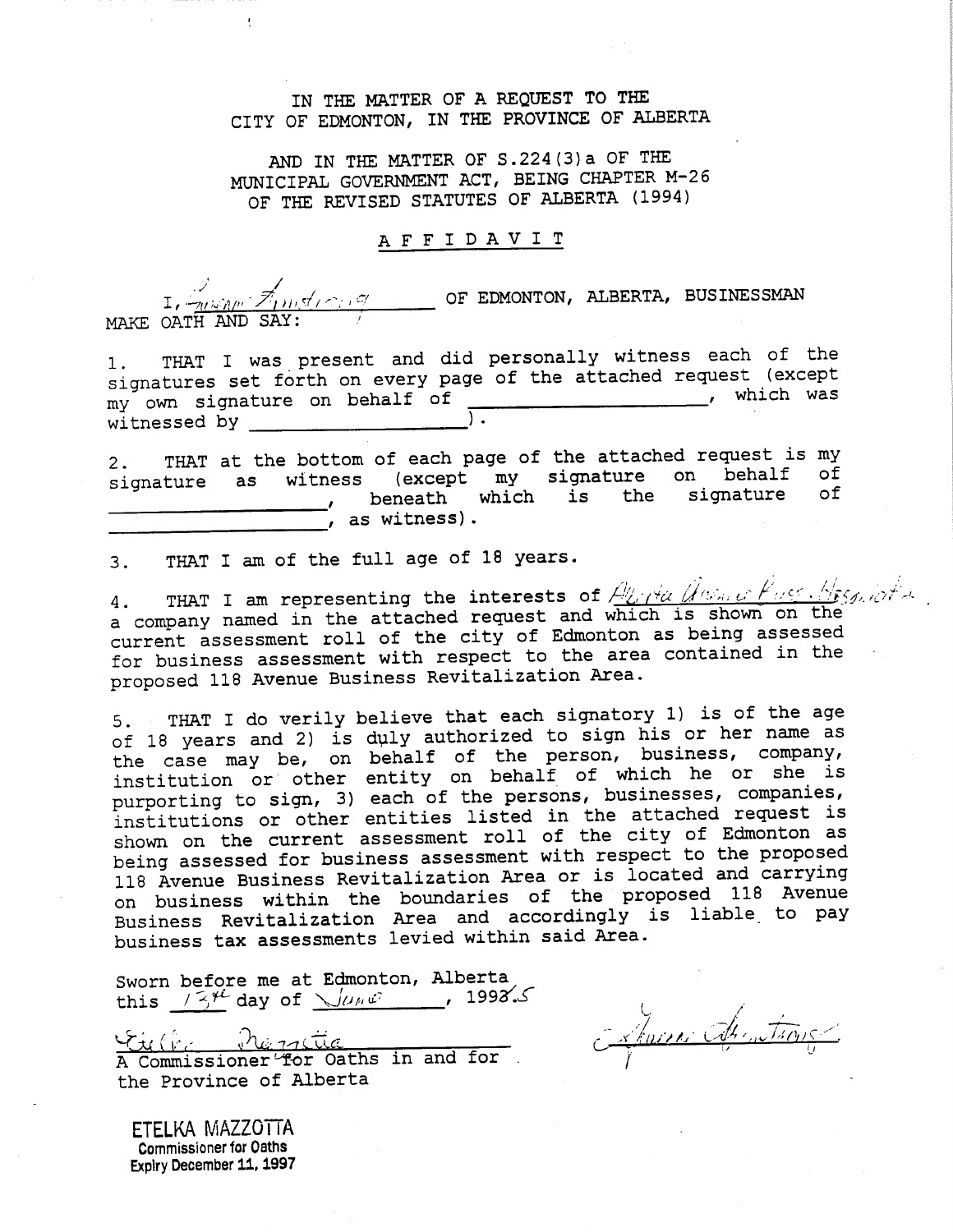IN THE MATTER OF A REQUEST TO THE CITY OF EDMONTON, IN THE PROVINCE OF ALBERTA

AND IN THE MATTER OF S.224(3)a OF THE MUNICIPAL GOVERNMENT ACT, BEING CHAPTER M-26 OF THE REVISED STATUTES OF ALBERTA (1994)

## AFFIDAVIT

I, *Simon Armstrong* _______ OF EDMONTON, ALBERTA, BUSINESSMAN MAKE OATH AND SAY:

1. THAT I was present and did personally witness each of the signatures set forth on every page of the attached request (except my own signature on behalf of ____________________, which was witnessed by ____________________).

2. THAT at the bottom of each page of the attached request is my signature as witness (except my signature on behalf of ____________________, beneath which is the signature of ____________________, as witness).

3. THAT I am of the full age of 18 years.

4. THAT I am representing the interests of *Alberta Avenue Bus. Association*, a company named in the attached request and which is shown on the current assessment roll of the city of Edmonton as being assessed for business assessment with respect to the area contained in the proposed 118 Avenue Business Revitalization Area.

5. THAT I do verily believe that each signatory 1) is of the age of 18 years and 2) is duly authorized to sign his or her name as the case may be, on behalf of the person, business, company, institution or other entity on behalf of which he or she is purporting to sign, 3) each of the persons, businesses, companies, institutions or other entities listed in the attached request is shown on the current assessment roll of the city of Edmonton as being assessed for business assessment with respect to the proposed 118 Avenue Business Revitalization Area or is located and carrying on business within the boundaries of the proposed 118 Avenue Business Revitalization Area and accordingly is liable to pay business tax assessments levied within said Area.

Sworn before me at Edmonton, Alberta this *13th* day of *June*, 199*5*

*Etelka Mazzotta*
A Commissioner for Oaths in and for the Province of Alberta

*Simon Armstrong*

ETELKA MAZZOTTA
Commissioner for Oaths
Expiry December 11, 1997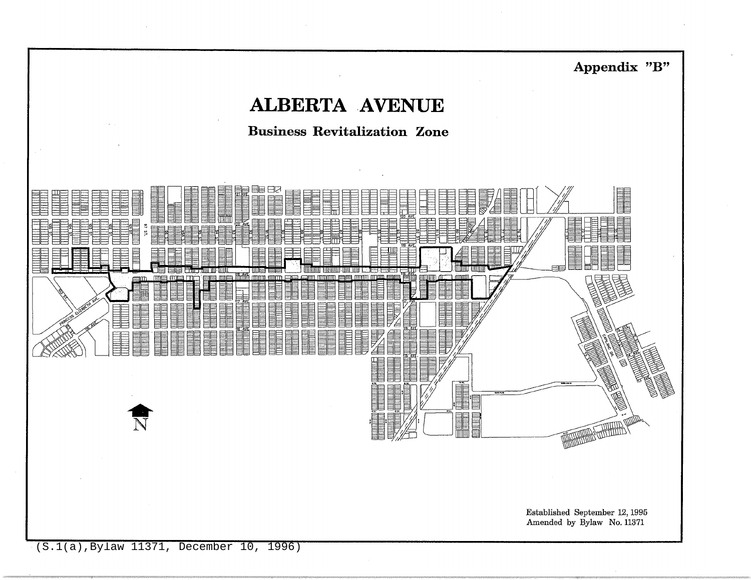Appendix "B"

# ALBERTA AVENUE

## Business Revitalization Zone

Established September 12, 1995
Amended by Bylaw No. 11371

(S.1(a),Bylaw 11371, December 10, 1996)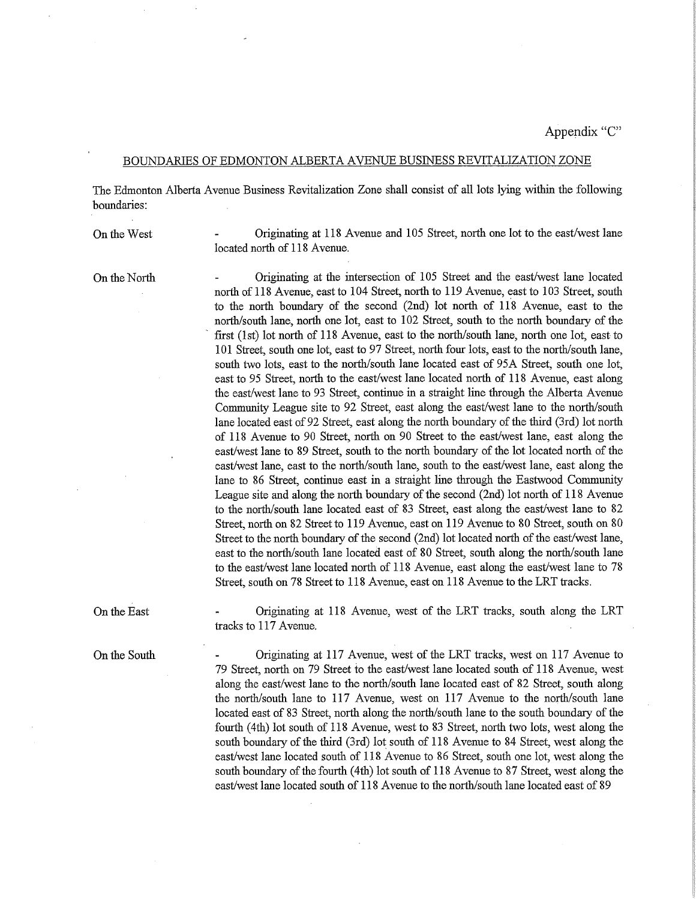Appendix "C"

## BOUNDARIES OF EDMONTON ALBERTA AVENUE BUSINESS REVITALIZATION ZONE

The Edmonton Alberta Avenue Business Revitalization Zone shall consist of all lots lying within the following boundaries:

**On the West** - Originating at 118 Avenue and 105 Street, north one lot to the east/west lane located north of 118 Avenue.

**On the North** - Originating at the intersection of 105 Street and the east/west lane located north of 118 Avenue, east to 104 Street, north to 119 Avenue, east to 103 Street, south to the north boundary of the second (2nd) lot north of 118 Avenue, east to the north/south lane, north one lot, east to 102 Street, south to the north boundary of the first (1st) lot north of 118 Avenue, east to the north/south lane, north one lot, east to 101 Street, south one lot, east to 97 Street, north four lots, east to the north/south lane, south two lots, east to the north/south lane located east of 95A Street, south one lot, east to 95 Street, north to the east/west lane located north of 118 Avenue, east along the east/west lane to 93 Street, continue in a straight line through the Alberta Avenue Community League site to 92 Street, east along the east/west lane to the north/south lane located east of 92 Street, east along the north boundary of the third (3rd) lot north of 118 Avenue to 90 Street, north on 90 Street to the east/west lane, east along the east/west lane to 89 Street, south to the north boundary of the lot located north of the east/west lane, east to the north/south lane, south to the east/west lane, east along the lane to 86 Street, continue east in a straight line through the Eastwood Community League site and along the north boundary of the second (2nd) lot north of 118 Avenue to the north/south lane located east of 83 Street, east along the east/west lane to 82 Street, north on 82 Street to 119 Avenue, east on 119 Avenue to 80 Street, south on 80 Street to the north boundary of the second (2nd) lot located north of the east/west lane, east to the north/south lane located east of 80 Street, south along the north/south lane to the east/west lane located north of 118 Avenue, east along the east/west lane to 78 Street, south on 78 Street to 118 Avenue, east on 118 Avenue to the LRT tracks.

**On the East** - Originating at 118 Avenue, west of the LRT tracks, south along the LRT tracks to 117 Avenue.

**On the South** - Originating at 117 Avenue, west of the LRT tracks, west on 117 Avenue to 79 Street, north on 79 Street to the east/west lane located south of 118 Avenue, west along the east/west lane to the north/south lane located east of 82 Street, south along the north/south lane to 117 Avenue, west on 117 Avenue to the north/south lane located east of 83 Street, north along the north/south lane to the south boundary of the fourth (4th) lot south of 118 Avenue, west to 83 Street, north two lots, west along the south boundary of the third (3rd) lot south of 118 Avenue to 84 Street, west along the east/west lane located south of 118 Avenue to 86 Street, south one lot, west along the south boundary of the fourth (4th) lot south of 118 Avenue to 87 Street, west along the east/west lane located south of 118 Avenue to the north/south lane located east of 89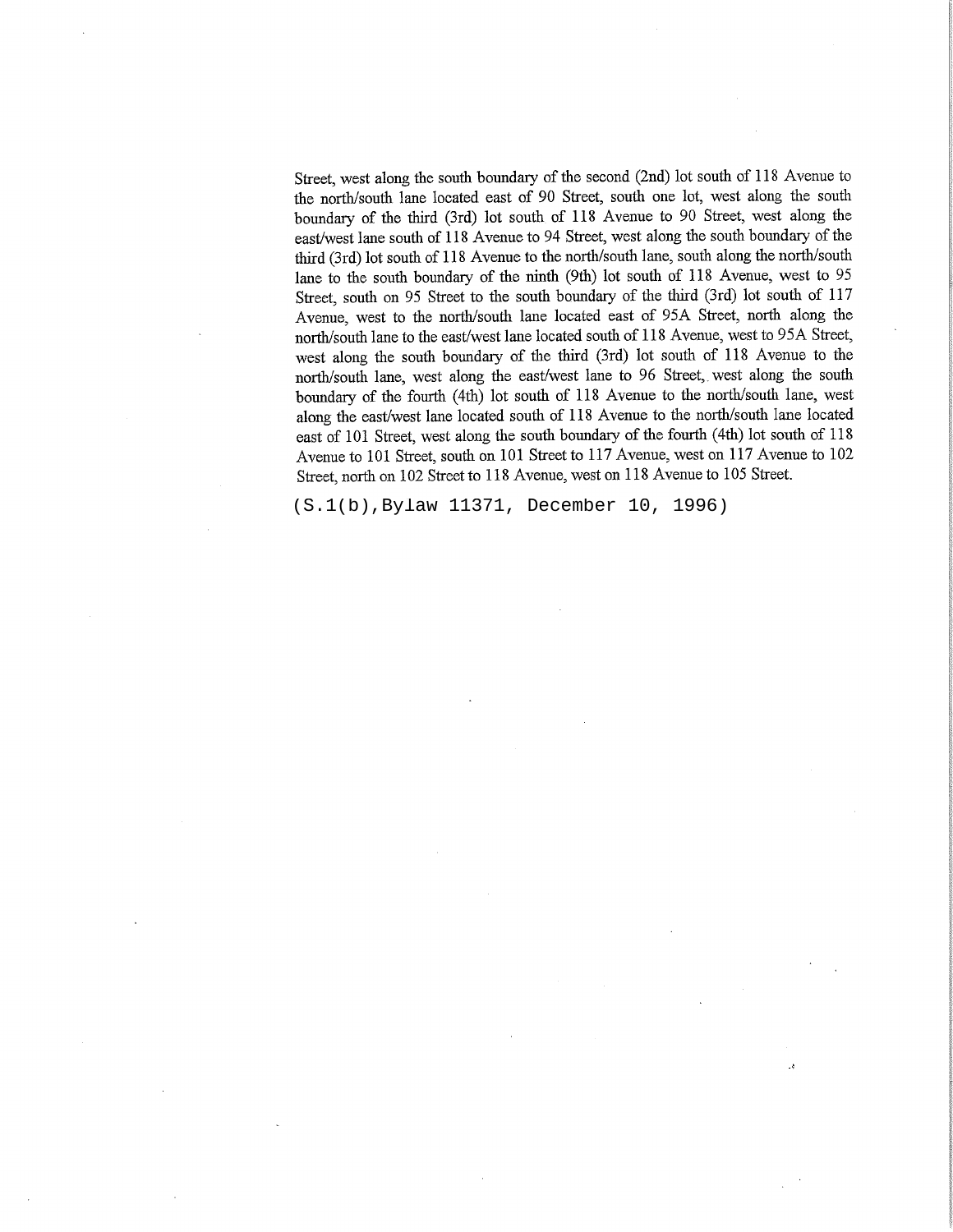Street, west along the south boundary of the second (2nd) lot south of 118 Avenue to the north/south lane located east of 90 Street, south one lot, west along the south boundary of the third (3rd) lot south of 118 Avenue to 90 Street, west along the east/west lane south of 118 Avenue to 94 Street, west along the south boundary of the third (3rd) lot south of 118 Avenue to the north/south lane, south along the north/south lane to the south boundary of the ninth (9th) lot south of 118 Avenue, west to 95 Street, south on 95 Street to the south boundary of the third (3rd) lot south of 117 Avenue, west to the north/south lane located east of 95A Street, north along the north/south lane to the east/west lane located south of 118 Avenue, west to 95A Street, west along the south boundary of the third (3rd) lot south of 118 Avenue to the north/south lane, west along the east/west lane to 96 Street, west along the south boundary of the fourth (4th) lot south of 118 Avenue to the north/south lane, west along the east/west lane located south of 118 Avenue to the north/south lane located east of 101 Street, west along the south boundary of the fourth (4th) lot south of 118 Avenue to 101 Street, south on 101 Street to 117 Avenue, west on 117 Avenue to 102 Street, north on 102 Street to 118 Avenue, west on 118 Avenue to 105 Street.

(S.1(b),Bylaw 11371, December 10, 1996)